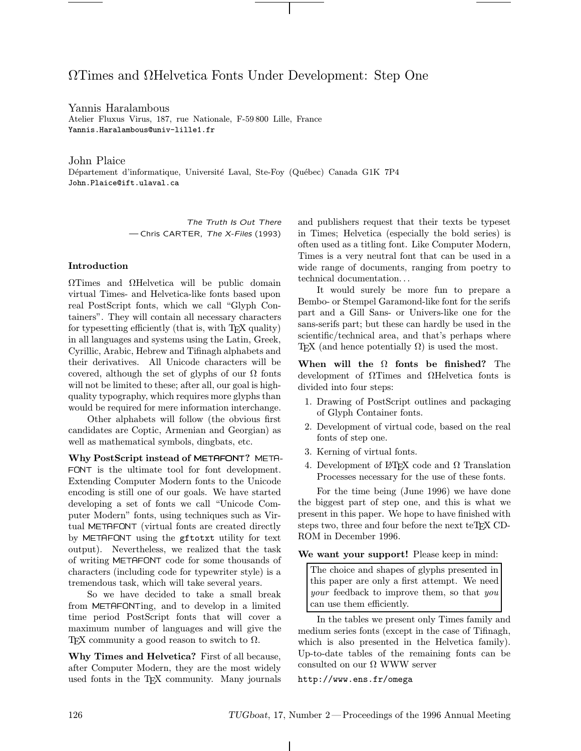# ΩTimes and ΩHelvetica Fonts Under Development: Step One

Yannis Haralambous
Atelier Fluxus Virus, 187, rue Nationale, F-59 800 Lille, France
Yannis.Haralambous@univ-lille1.fr

John Plaice
Département d'informatique, Université Laval, Ste-Foy (Québec) Canada G1K 7P4
John.Plaice@ift.ulaval.ca

*The Truth Is Out There*
— Chris CARTER, *The X-Files* (1993)

### Introduction

ΩTimes and ΩHelvetica will be public domain virtual Times- and Helvetica-like fonts based upon real PostScript fonts, which we call "Glyph Containers". They will contain all necessary characters for typesetting efficiently (that is, with TEX quality) in all languages and systems using the Latin, Greek, Cyrillic, Arabic, Hebrew and Tifinagh alphabets and their derivatives. All Unicode characters will be covered, although the set of glyphs of our Ω fonts will not be limited to these; after all, our goal is high-quality typography, which requires more glyphs than would be required for mere information interchange.

Other alphabets will follow (the obvious first candidates are Coptic, Armenian and Georgian) as well as mathematical symbols, dingbats, etc.

**Why PostScript instead of METAFONT?** METAFONT is the ultimate tool for font development. Extending Computer Modern fonts to the Unicode encoding is still one of our goals. We have started developing a set of fonts we call "Unicode Computer Modern" fonts, using techniques such as Virtual METAFONT (virtual fonts are created directly by METAFONT using the `gftotxt` utility for text output). Nevertheless, we realized that the task of writing METAFONT code for some thousands of characters (including code for typewriter style) is a tremendous task, which will take several years.

So we have decided to take a small break from METAFONTing, and to develop in a limited time period PostScript fonts that will cover a maximum number of languages and will give the TEX community a good reason to switch to Ω.

**Why Times and Helvetica?** First of all because, after Computer Modern, they are the most widely used fonts in the TEX community. Many journals and publishers request that their texts be typeset in Times; Helvetica (especially the bold series) is often used as a titling font. Like Computer Modern, Times is a very neutral font that can be used in a wide range of documents, ranging from poetry to technical documentation...

It would surely be more fun to prepare a Bembo- or Stempel Garamond-like font for the serifs part and a Gill Sans- or Univers-like one for the sans-serifs part; but these can hardly be used in the scientific/technical area, and that's perhaps where TEX (and hence potentially Ω) is used the most.

**When will the Ω fonts be finished?** The development of ΩTimes and ΩHelvetica fonts is divided into four steps:

1. Drawing of PostScript outlines and packaging of Glyph Container fonts.
2. Development of virtual code, based on the real fonts of step one.
3. Kerning of virtual fonts.
4. Development of LATEX code and Ω Translation Processes necessary for the use of these fonts.

For the time being (June 1996) we have done the biggest part of step one, and this is what we present in this paper. We hope to have finished with steps two, three and four before the next teTEX CD-ROM in December 1996.

**We want your support!** Please keep in mind:

> The choice and shapes of glyphs presented in this paper are only a first attempt. We need *your* feedback to improve them, so that *you* can use them efficiently.

In the tables we present only Times family and medium series fonts (except in the case of Tifinagh, which is also presented in the Helvetica family). Up-to-date tables of the remaining fonts can be consulted on our Ω WWW server

`http://www.ens.fr/omega`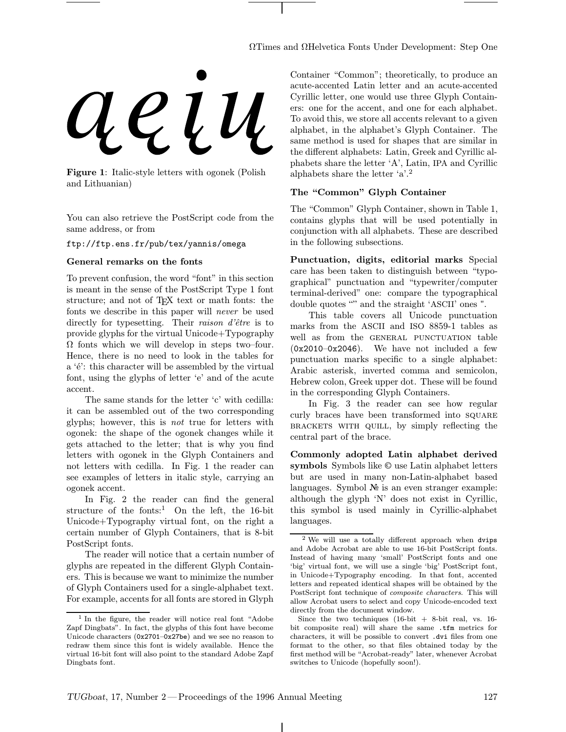*ąęįų*

**Figure 1**: Italic-style letters with ogonek (Polish and Lithuanian)

You can also retrieve the PostScript code from the same address, or from

`ftp://ftp.ens.fr/pub/tex/yannis/omega`

### General remarks on the fonts

To prevent confusion, the word "font" in this section is meant in the sense of the PostScript Type 1 font structure; and not of TeX text or math fonts: the fonts we describe in this paper will *never* be used directly for typesetting. Their *raison d'être* is to provide glyphs for the virtual Unicode+Typography Ω fonts which we will develop in steps two–four. Hence, there is no need to look in the tables for a 'é': this character will be assembled by the virtual font, using the glyphs of letter 'e' and of the acute accent.

The same stands for the letter 'c' with cedilla: it can be assembled out of the two corresponding glyphs; however, this is *not* true for letters with ogonek: the shape of the ogonek changes while it gets attached to the letter; that is why you find letters with ogonek in the Glyph Containers and not letters with cedilla. In Fig. 1 the reader can see examples of letters in italic style, carrying an ogonek accent.

In Fig. 2 the reader can find the general structure of the fonts:[1] On the left, the 16-bit Unicode+Typography virtual font, on the right a certain number of Glyph Containers, that is 8-bit PostScript fonts.

The reader will notice that a certain number of glyphs are repeated in the different Glyph Containers. This is because we want to minimize the number of Glyph Containers used for a single-alphabet text. For example, accents for all fonts are stored in Glyph Container "Common"; theoretically, to produce an acute-accented Latin letter and an acute-accented Cyrillic letter, one would use three Glyph Containers: one for the accent, and one for each alphabet. To avoid this, we store all accents relevant to a given alphabet, in the alphabet's Glyph Container. The same method is used for shapes that are similar in the different alphabets: Latin, Greek and Cyrillic alphabets share the letter 'A', Latin, IPA and Cyrillic alphabets share the letter 'a'.[2]

### The "Common" Glyph Container

The "Common" Glyph Container, shown in Table 1, contains glyphs that will be used potentially in conjunction with all alphabets. These are described in the following subsections.

**Punctuation, digits, editorial marks** Special care has been taken to distinguish between "typographical" punctuation and "typewriter/computer terminal-derived" one: compare the typographical double quotes "" and the straight 'ASCII' ones ".

This table covers all Unicode punctuation marks from the ASCII and ISO 8859-1 tables as well as from the GENERAL PUNCTUATION table (`0x2010`–`0x2046`). We have not included a few punctuation marks specific to a single alphabet: Arabic asterisk, inverted comma and semicolon, Hebrew colon, Greek upper dot. These will be found in the corresponding Glyph Containers.

In Fig. 3 the reader can see how regular curly braces have been transformed into SQUARE BRACKETS WITH QUILL, by simply reflecting the central part of the brace.

**Commonly adopted Latin alphabet derived symbols** Symbols like © use Latin alphabet letters but are used in many non-Latin-alphabet based languages. Symbol № is an even stranger example: although the glyph 'N' does not exist in Cyrillic, this symbol is used mainly in Cyrillic-alphabet languages.

---

[1] In the figure, the reader will notice real font "Adobe Zapf Dingbats". In fact, the glyphs of this font have become Unicode characters (`0x2701`–`0x27be`) and we see no reason to redraw them since this font is widely available. Hence the virtual 16-bit font will also point to the standard Adobe Zapf Dingbats font.

[2] We will use a totally different approach when `dvips` and Adobe Acrobat are able to use 16-bit PostScript fonts. Instead of having many 'small' PostScript fonts and one 'big' virtual font, we will use a single 'big' PostScript font, in Unicode+Typography encoding. In that font, accented letters and repeated identical shapes will be obtained by the PostScript font technique of *composite characters*. This will allow Acrobat users to select and copy Unicode-encoded text directly from the document window.

Since the two techniques (16-bit + 8-bit real, vs. 16-bit composite real) will share the same `.tfm` metrics for characters, it will be possible to convert `.dvi` files from one format to the other, so that files obtained today by the first method will be "Acrobat-ready" later, whenever Acrobat switches to Unicode (hopefully soon!).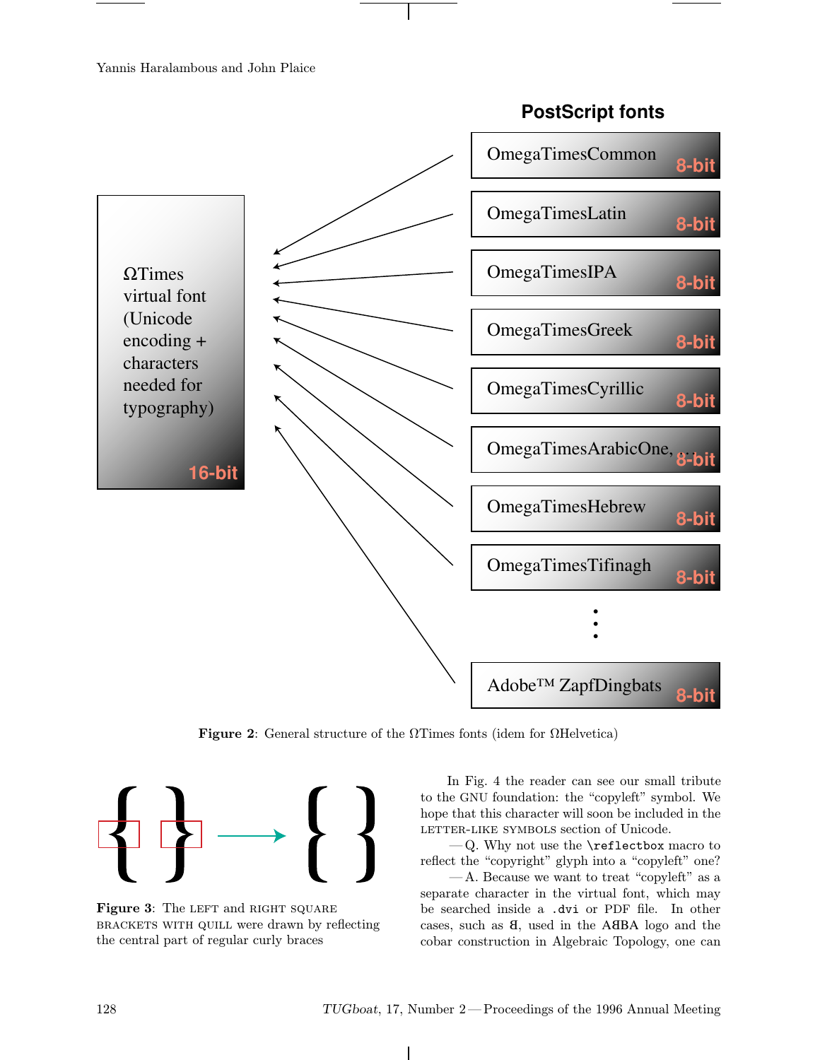**PostScript fonts**

| ΩTimes virtual font (Unicode encoding + characters needed for typography) 16-bit | ← | PostScript fonts |
| --- | --- | --- |
| | | OmegaTimesCommon 8-bit |
| | | OmegaTimesLatin 8-bit |
| | | OmegaTimesIPA 8-bit |
| | | OmegaTimesGreek 8-bit |
| | | OmegaTimesCyrillic 8-bit |
| | | OmegaTimesArabicOne, … 8-bit |
| | | OmegaTimesHebrew 8-bit |
| | | OmegaTimesTifinagh 8-bit |
| | | ⋮ |
| | | Adobe™ ZapfDingbats 8-bit |

**Figure 2**: General structure of the ΩTimes fonts (idem for ΩHelvetica)

**Figure 3**: The LEFT and RIGHT SQUARE BRACKETS WITH QUILL were drawn by reflecting the central part of regular curly braces

In Fig. 4 the reader can see our small tribute to the GNU foundation: the "copyleft" symbol. We hope that this character will soon be included in the LETTER-LIKE SYMBOLS section of Unicode.

— Q. Why not use the `\reflectbox` macro to reflect the "copyright" glyph into a "copyleft" one?

— A. Because we want to treat "copyleft" as a separate character in the virtual font, which may be searched inside a `.dvi` or PDF file. In other cases, such as ᴙ, used in the AᴙBA logo and the cobar construction in Algebraic Topology, one can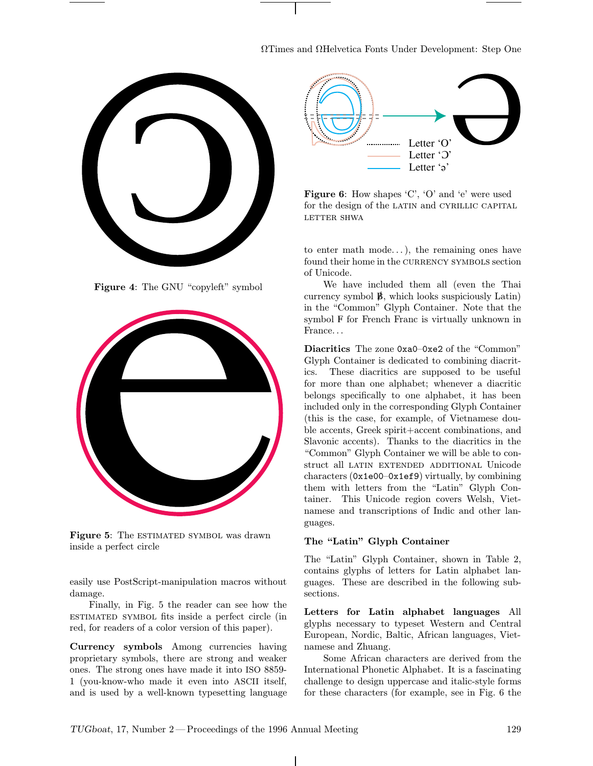Figure 4: The GNU “copyleft” symbol

Figure 5: The ESTIMATED SYMBOL was drawn inside a perfect circle

easily use PostScript-manipulation macros without damage.

Finally, in Fig. 5 the reader can see how the ESTIMATED SYMBOL fits inside a perfect circle (in red, for readers of a color version of this paper).

**Currency symbols** Among currencies having proprietary symbols, there are strong and weaker ones. The strong ones have made it into ISO 8859-1 (you-know-who made it even into ASCII itself, and is used by a well-known typesetting language

Letter ‘O’
Letter ‘Ɔ’
Letter ‘ə’

Figure 6: How shapes ‘C’, ‘O’ and ‘e’ were used for the design of the LATIN and CYRILLIC CAPITAL LETTER SHWA

to enter math mode...), the remaining ones have found their home in the CURRENCY SYMBOLS section of Unicode.

We have included them all (even the Thai currency symbol ฿, which looks suspiciously Latin) in the “Common” Glyph Container. Note that the symbol ₣ for French Franc is virtually unknown in France...

**Diacritics** The zone `0xa0`–`0xe2` of the “Common” Glyph Container is dedicated to combining diacritics. These diacritics are supposed to be useful for more than one alphabet; whenever a diacritic belongs specifically to one alphabet, it has been included only in the corresponding Glyph Container (this is the case, for example, of Vietnamese double accents, Greek spirit+accent combinations, and Slavonic accents). Thanks to the diacritics in the “Common” Glyph Container we will be able to construct all LATIN EXTENDED ADDITIONAL Unicode characters (`0x1e00`–`0x1ef9`) virtually, by combining them with letters from the “Latin” Glyph Container. This Unicode region covers Welsh, Vietnamese and transcriptions of Indic and other languages.

### The “Latin” Glyph Container

The “Latin” Glyph Container, shown in Table 2, contains glyphs of letters for Latin alphabet languages. These are described in the following subsections.

**Letters for Latin alphabet languages** All glyphs necessary to typeset Western and Central European, Nordic, Baltic, African languages, Vietnamese and Zhuang.

Some African characters are derived from the International Phonetic Alphabet. It is a fascinating challenge to design uppercase and italic-style forms for these characters (for example, see in Fig. 6 the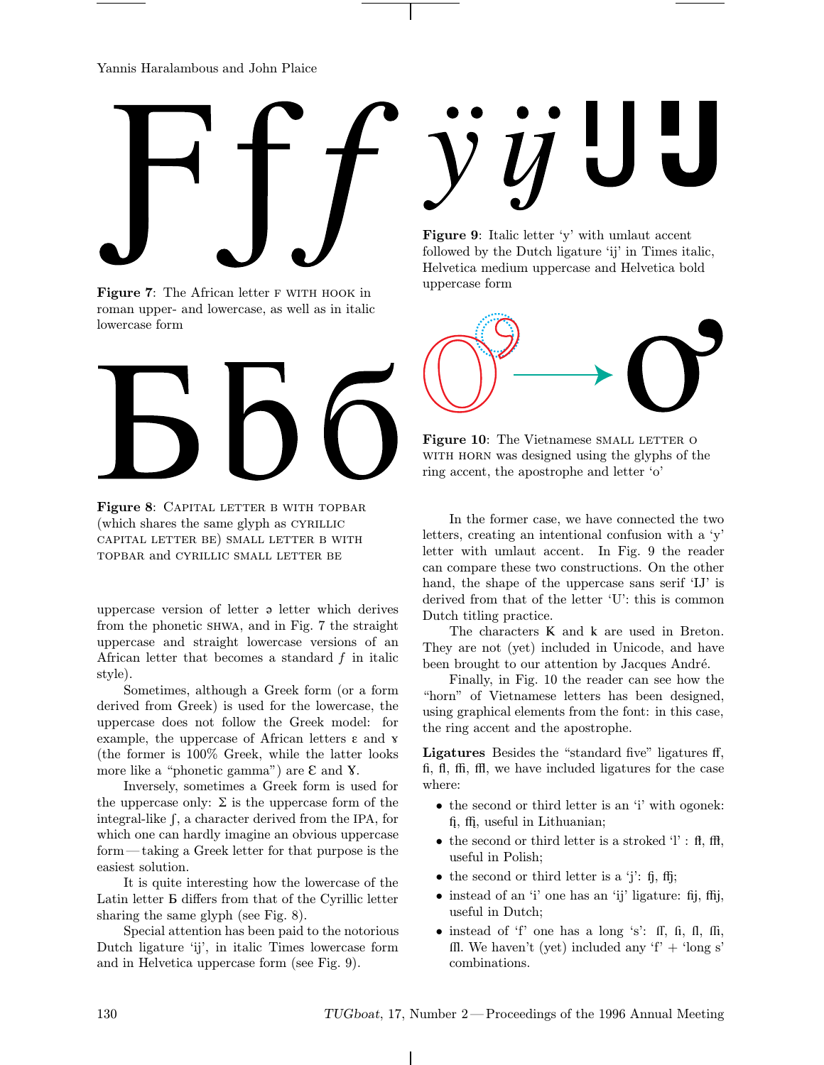**Figure 7**: The African letter F WITH HOOK in roman upper- and lowercase, as well as in italic lowercase form

**Figure 8**: CAPITAL LETTER B WITH TOPBAR (which shares the same glyph as CYRILLIC CAPITAL LETTER BE) SMALL LETTER B WITH TOPBAR and CYRILLIC SMALL LETTER BE

uppercase version of letter ɘ letter which derives from the phonetic SHWA, and in Fig. 7 the straight uppercase and straight lowercase versions of an African letter that becomes a standard *f* in italic style).

Sometimes, although a Greek form (or a form derived from Greek) is used for the lowercase, the uppercase does not follow the Greek model: for example, the uppercase of African letters ɛ and ɤ (the former is 100% Greek, while the latter looks more like a "phonetic gamma") are Ɛ and Ɣ.

Inversely, sometimes a Greek form is used for the uppercase only: Σ is the uppercase form of the integral-like ʃ, a character derived from the IPA, for which one can hardly imagine an obvious uppercase form — taking a Greek letter for that purpose is the easiest solution.

It is quite interesting how the lowercase of the Latin letter Б differs from that of the Cyrillic letter sharing the same glyph (see Fig. 8).

Special attention has been paid to the notorious Dutch ligature 'ij', in italic Times lowercase form and in Helvetica uppercase form (see Fig. 9).

**Figure 9**: Italic letter 'y' with umlaut accent followed by the Dutch ligature 'ij' in Times italic, Helvetica medium uppercase and Helvetica bold uppercase form

**Figure 10**: The Vietnamese SMALL LETTER O WITH HORN was designed using the glyphs of the ring accent, the apostrophe and letter 'o'

In the former case, we have connected the two letters, creating an intentional confusion with a 'y' letter with umlaut accent. In Fig. 9 the reader can compare these two constructions. On the other hand, the shape of the uppercase sans serif 'IJ' is derived from that of the letter 'U': this is common Dutch titling practice.

The characters K and k are used in Breton. They are not (yet) included in Unicode, and have been brought to our attention by Jacques André.

Finally, in Fig. 10 the reader can see how the "horn" of Vietnamese letters has been designed, using graphical elements from the font: in this case, the ring accent and the apostrophe.

**Ligatures** Besides the "standard five" ligatures ff, fi, fl, ffi, ffl, we have included ligatures for the case where:

- the second or third letter is an 'i' with ogonek: fį, ffį, useful in Lithuanian;
- the second or third letter is a stroked 'l' : fł, ffł, useful in Polish;
- the second or third letter is a 'j': fj, ffj;
- instead of an 'i' one has an 'ij' ligature: fij, ffij, useful in Dutch;
- instead of 'f' one has a long 's': ſſ, ſi, ſl, ſſi, ſſl. We haven't (yet) included any 'f' + 'long s' combinations.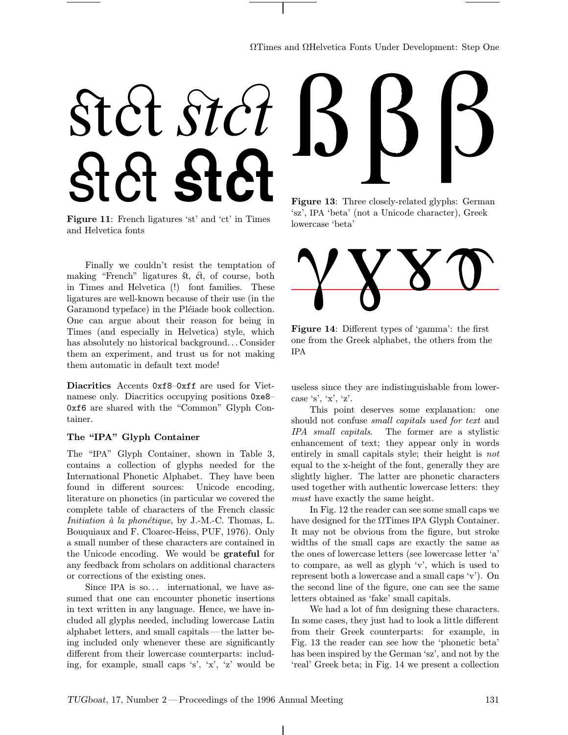Figure 11: French ligatures 'st' and 'ct' in Times and Helvetica fonts

Finally we couldn't resist the temptation of making "French" ligatures ﬅ, ct, of course, both in Times and Helvetica (!) font families. These ligatures are well-known because of their use (in the Garamond typeface) in the Pléiade book collection. One can argue about their reason for being in Times (and especially in Helvetica) style, which has absolutely no historical background... Consider them an experiment, and trust us for not making them automatic in default text mode!

**Diacritics** Accents `0xf8`–`0xff` are used for Vietnamese only. Diacritics occupying positions `0xe8`–`0xf6` are shared with the "Common" Glyph Container.

### The "IPA" Glyph Container

The "IPA" Glyph Container, shown in Table 3, contains a collection of glyphs needed for the International Phonetic Alphabet. They have been found in different sources: Unicode encoding, literature on phonetics (in particular we covered the complete table of characters of the French classic *Initiation à la phonétique*, by J.-M.-C. Thomas, L. Bouquiaux and F. Cloarec-Heiss, PUF, 1976). Only a small number of these characters are contained in the Unicode encoding. We would be **grateful** for any feedback from scholars on additional characters or corrections of the existing ones.

Since IPA is so... international, we have assumed that one can encounter phonetic insertions in text written in any language. Hence, we have included all glyphs needed, including lowercase Latin alphabet letters, and small capitals — the latter being included only whenever these are significantly different from their lowercase counterparts: including, for example, small caps 's', 'x', 'z' would be useless since they are indistinguishable from lowercase 's', 'x', 'z'.

Figure 13: Three closely-related glyphs: German 'sz', IPA 'beta' (not a Unicode character), Greek lowercase 'beta'

Figure 14: Different types of 'gamma': the first one from the Greek alphabet, the others from the IPA

This point deserves some explanation: one should not confuse *small capitals used for text* and *IPA small capitals*. The former are a stylistic enhancement of text; they appear only in words entirely in small capitals style; their height is *not* equal to the x-height of the font, generally they are slightly higher. The latter are phonetic characters used together with authentic lowercase letters: they *must* have exactly the same height.

In Fig. 12 the reader can see some small caps we have designed for the ΩTimes IPA Glyph Container. It may not be obvious from the figure, but stroke widths of the small caps are exactly the same as the ones of lowercase letters (see lowercase letter 'a' to compare, as well as glyph 'v', which is used to represent both a lowercase and a small caps 'v'). On the second line of the figure, one can see the same letters obtained as 'fake' small capitals.

We had a lot of fun designing these characters. In some cases, they just had to look a little different from their Greek counterparts: for example, in Fig. 13 the reader can see how the 'phonetic beta' has been inspired by the German 'sz', and not by the 'real' Greek beta; in Fig. 14 we present a collection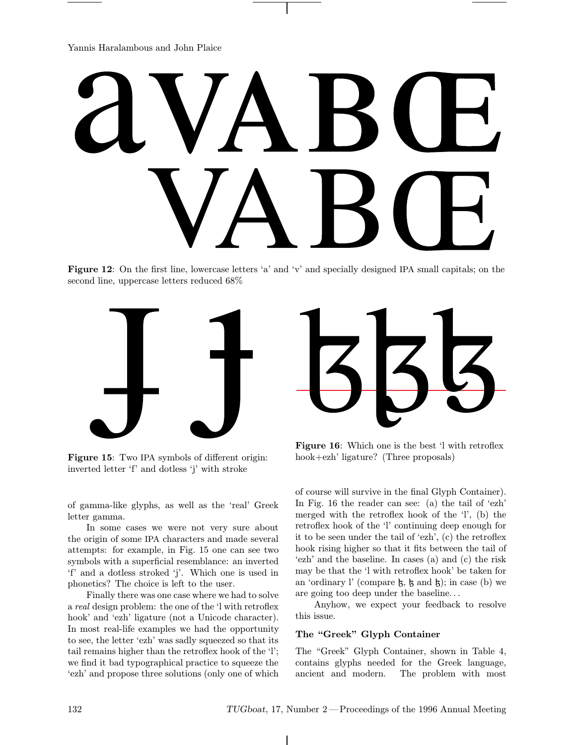Figure 12: On the first line, lowercase letters ‘a’ and ‘v’ and specially designed IPA small capitals; on the second line, uppercase letters reduced 68%

Figure 15: Two IPA symbols of different origin: inverted letter ‘f’ and dotless ‘j’ with stroke

Figure 16: Which one is the best ‘l with retroflex hook+ezh’ ligature? (Three proposals)

of gamma-like glyphs, as well as the ‘real’ Greek letter gamma.

In some cases we were not very sure about the origin of some IPA characters and made several attempts: for example, in Fig. 15 one can see two symbols with a superficial resemblance: an inverted ‘f’ and a dotless stroked ‘j’. Which one is used in phonetics? The choice is left to the user.

Finally there was one case where we had to solve a *real* design problem: the one of the ‘l with retroflex hook’ and ‘ezh’ ligature (not a Unicode character). In most real-life examples we had the opportunity to see, the letter ‘ezh’ was sadly squeezed so that its tail remains higher than the retroflex hook of the ‘l’; we find it bad typographical practice to squeeze the ‘ezh’ and propose three solutions (only one of which of course will survive in the final Glyph Container). In Fig. 16 the reader can see: (a) the tail of ‘ezh’ merged with the retroflex hook of the ‘l’, (b) the retroflex hook of the ‘l’ continuing deep enough for it to be seen under the tail of ‘ezh’, (c) the retroflex hook rising higher so that it fits between the tail of ‘ezh’ and the baseline. In cases (a) and (c) the risk may be that the ‘l with retroflex hook’ be taken for an ‘ordinary l’ (compare ɮ, ɮ and ɮ); in case (b) we are going too deep under the baseline...

Anyhow, we expect your feedback to resolve this issue.

### The “Greek” Glyph Container

The “Greek” Glyph Container, shown in Table 4, contains glyphs needed for the Greek language, ancient and modern. The problem with most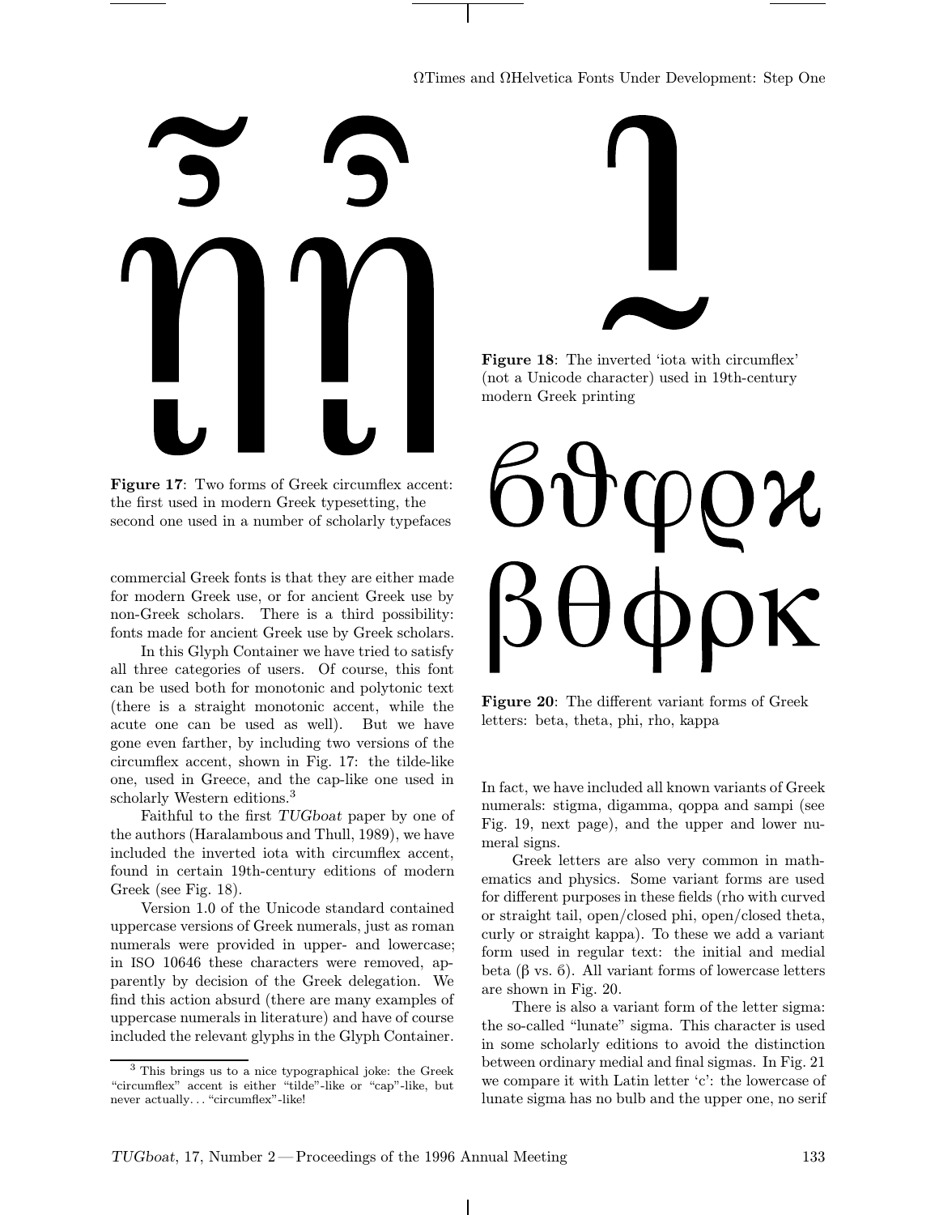**Figure 17**: Two forms of Greek circumflex accent: the first used in modern Greek typesetting, the second one used in a number of scholarly typefaces

commercial Greek fonts is that they are either made for modern Greek use, or for ancient Greek use by non-Greek scholars. There is a third possibility: fonts made for ancient Greek use by Greek scholars.

In this Glyph Container we have tried to satisfy all three categories of users. Of course, this font can be used both for monotonic and polytonic text (there is a straight monotonic accent, while the acute one can be used as well). But we have gone even farther, by including two versions of the circumflex accent, shown in Fig. 17: the tilde-like one, used in Greece, and the cap-like one used in scholarly Western editions.[3]

Faithful to the first *TUGboat* paper by one of the authors (Haralambous and Thull, 1989), we have included the inverted iota with circumflex accent, found in certain 19th-century editions of modern Greek (see Fig. 18).

Version 1.0 of the Unicode standard contained uppercase versions of Greek numerals, just as roman numerals were provided in upper- and lowercase; in ISO 10646 these characters were removed, apparently by decision of the Greek delegation. We find this action absurd (there are many examples of uppercase numerals in literature) and have of course included the relevant glyphs in the Glyph Container.

[3] This brings us to a nice typographical joke: the Greek "circumflex" accent is either "tilde"-like or "cap"-like, but never actually... "circumflex"-like!

**Figure 18**: The inverted 'iota with circumflex' (not a Unicode character) used in 19th-century modern Greek printing

ϐϑφϱϰ
βθϕρκ

**Figure 20**: The different variant forms of Greek letters: beta, theta, phi, rho, kappa

In fact, we have included all known variants of Greek numerals: stigma, digamma, qoppa and sampi (see Fig. 19, next page), and the upper and lower numeral signs.

Greek letters are also very common in mathematics and physics. Some variant forms are used for different purposes in these fields (rho with curved or straight tail, open/closed phi, open/closed theta, curly or straight kappa). To these we add a variant form used in regular text: the initial and medial beta (β vs. ϐ). All variant forms of lowercase letters are shown in Fig. 20.

There is also a variant form of the letter sigma: the so-called "lunate" sigma. This character is used in some scholarly editions to avoid the distinction between ordinary medial and final sigmas. In Fig. 21 we compare it with Latin letter 'c': the lowercase of lunate sigma has no bulb and the upper one, no serif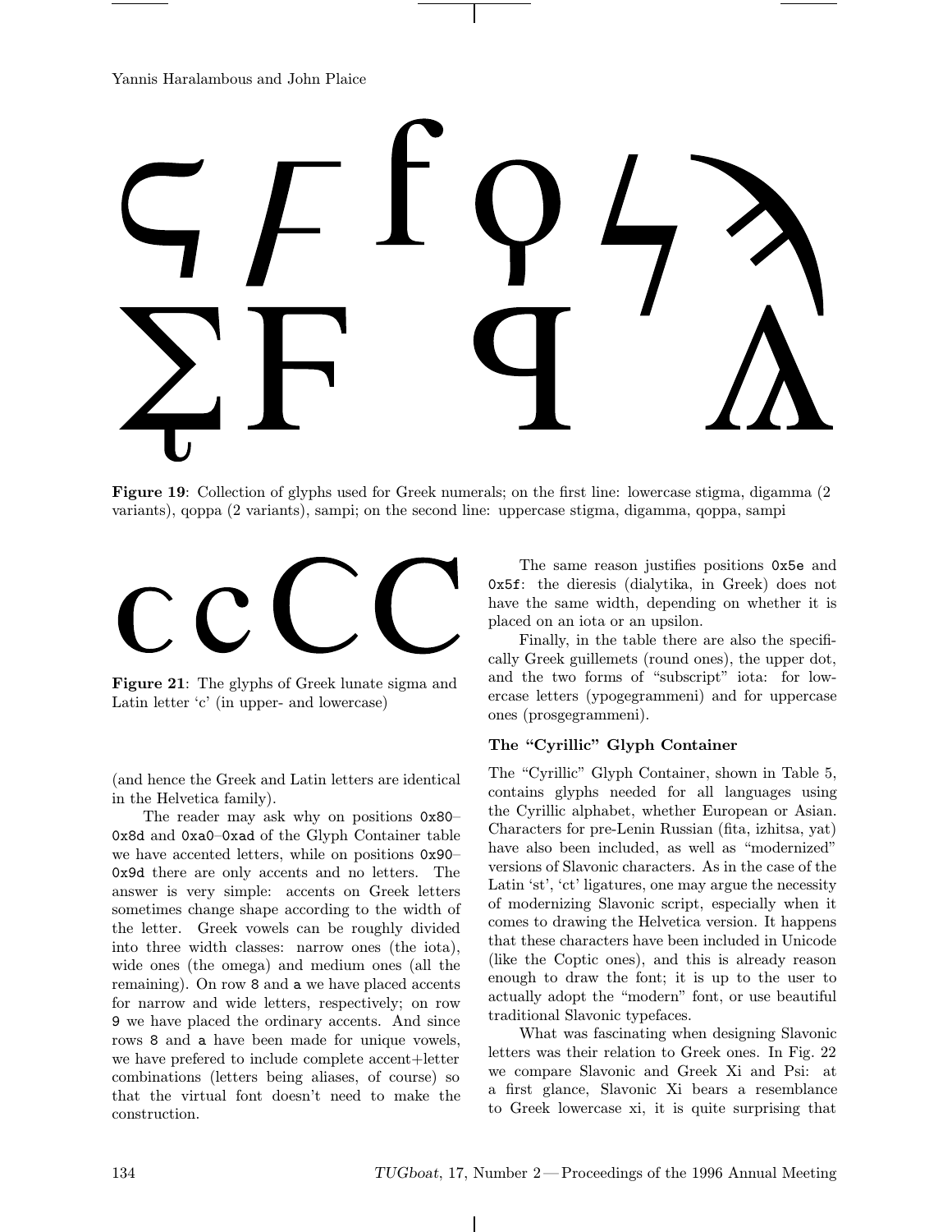Figure 19: Collection of glyphs used for Greek numerals; on the first line: lowercase stigma, digamma (2 variants), qoppa (2 variants), sampi; on the second line: uppercase stigma, digamma, qoppa, sampi

Figure 21: The glyphs of Greek lunate sigma and Latin letter 'c' (in upper- and lowercase)

(and hence the Greek and Latin letters are identical in the Helvetica family).

The reader may ask why on positions `0x80`–`0x8d` and `0xa0`–`0xad` of the Glyph Container table we have accented letters, while on positions `0x90`–`0x9d` there are only accents and no letters. The answer is very simple: accents on Greek letters sometimes change shape according to the width of the letter. Greek vowels can be roughly divided into three width classes: narrow ones (the iota), wide ones (the omega) and medium ones (all the remaining). On row `8` and `a` we have placed accents for narrow and wide letters, respectively; on row `9` we have placed the ordinary accents. And since rows `8` and `a` have been made for unique vowels, we have prefered to include complete accent+letter combinations (letters being aliases, of course) so that the virtual font doesn't need to make the construction.

The same reason justifies positions `0x5e` and `0x5f`: the dieresis (dialytika, in Greek) does not have the same width, depending on whether it is placed on an iota or an upsilon.

Finally, in the table there are also the specifically Greek guillemets (round ones), the upper dot, and the two forms of "subscript" iota: for lowercase letters (ypogegrammeni) and for uppercase ones (prosgegrammeni).

### The "Cyrillic" Glyph Container

The "Cyrillic" Glyph Container, shown in Table 5, contains glyphs needed for all languages using the Cyrillic alphabet, whether European or Asian. Characters for pre-Lenin Russian (fita, izhitsa, yat) have also been included, as well as "modernized" versions of Slavonic characters. As in the case of the Latin 'st', 'ct' ligatures, one may argue the necessity of modernizing Slavonic script, especially when it comes to drawing the Helvetica version. It happens that these characters have been included in Unicode (like the Coptic ones), and this is already reason enough to draw the font; it is up to the user to actually adopt the "modern" font, or use beautiful traditional Slavonic typefaces.

What was fascinating when designing Slavonic letters was their relation to Greek ones. In Fig. 22 we compare Slavonic and Greek Xi and Psi: at a first glance, Slavonic Xi bears a resemblance to Greek lowercase xi, it is quite surprising that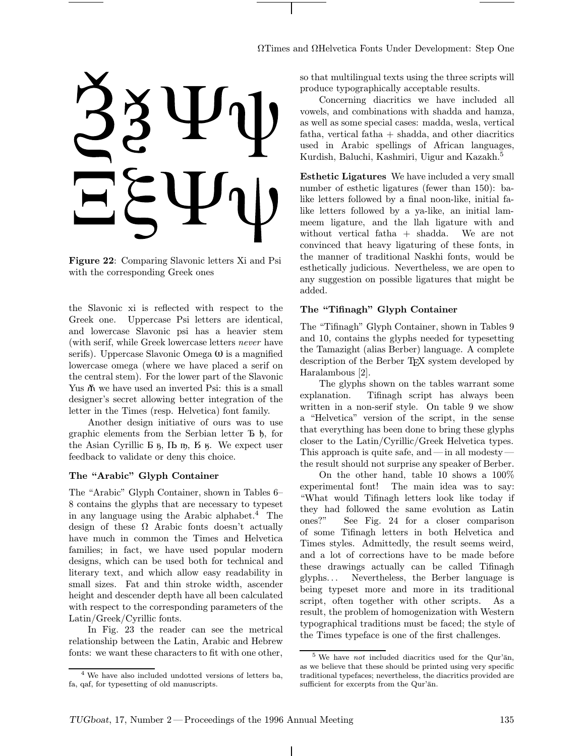Ѯ ѯ Ψ ψ

Ξ ξ Ψ ψ

**Figure 22**: Comparing Slavonic letters Xi and Psi with the corresponding Greek ones

the Slavonic xi is reflected with respect to the Greek one. Uppercase Psi letters are identical, and lowercase Slavonic psi has a heavier stem (with serif, while Greek lowercase letters *never* have serifs). Uppercase Slavonic Omega Ѡ is a magnified lowercase omega (where we have placed a serif on the central stem). For the lower part of the Slavonic Yus Ѭ we have used an inverted Psi: this is a small designer's secret allowing better integration of the letter in the Times (resp. Helvetica) font family.

Another design initiative of ours was to use graphic elements from the Serbian letter Ђ ђ, for the Asian Cyrillic Ҕ ҕ, Ҧ ҧ, Ҟ ҟ. We expect user feedback to validate or deny this choice.

### The "Arabic" Glyph Container

The "Arabic" Glyph Container, shown in Tables 6–8 contains the glyphs that are necessary to typeset in any language using the Arabic alphabet.[4] The design of these Ω Arabic fonts doesn't actually have much in common the Times and Helvetica families; in fact, we have used popular modern designs, which can be used both for technical and literary text, and which allow easy readability in small sizes. Fat and thin stroke width, ascender height and descender depth have all been calculated with respect to the corresponding parameters of the Latin/Greek/Cyrillic fonts.

In Fig. 23 the reader can see the metrical relationship between the Latin, Arabic and Hebrew fonts: we want these characters to fit with one other, so that multilingual texts using the three scripts will produce typographically acceptable results.

Concerning diacritics we have included all vowels, and combinations with shadda and hamza, as well as some special cases: madda, wesla, vertical fatha, vertical fatha + shadda, and other diacritics used in Arabic spellings of African languages, Kurdish, Baluchi, Kashmiri, Uigur and Kazakh.[5]

**Esthetic Ligatures** We have included a very small number of esthetic ligatures (fewer than 150): ba-like letters followed by a final noon-like, initial fa-like letters followed by a ya-like, an initial lam-meem ligature, and the llah ligature with and without vertical fatha + shadda. We are not convinced that heavy ligaturing of these fonts, in the manner of traditional Naskhi fonts, would be esthetically judicious. Nevertheless, we are open to any suggestion on possible ligatures that might be added.

### The "Tifinagh" Glyph Container

The "Tifinagh" Glyph Container, shown in Tables 9 and 10, contains the glyphs needed for typesetting the Tamazight (alias Berber) language. A complete description of the Berber TEX system developed by Haralambous [2].

The glyphs shown on the tables warrant some explanation. Tifinagh script has always been written in a non-serif style. On table 9 we show a "Helvetica" version of the script, in the sense that everything has been done to bring these glyphs closer to the Latin/Cyrillic/Greek Helvetica types. This approach is quite safe, and — in all modesty — the result should not surprise any speaker of Berber.

On the other hand, table 10 shows a 100% experimental font! The main idea was to say: "What would Tifinagh letters look like today if they had followed the same evolution as Latin ones?" See Fig. 24 for a closer comparison of some Tifinagh letters in both Helvetica and Times styles. Admittedly, the result seems weird, and a lot of corrections have to be made before these drawings actually can be called Tifinagh glyphs... Nevertheless, the Berber language is being typeset more and more in its traditional script, often together with other scripts. As a result, the problem of homogenization with Western typographical traditions must be faced; the style of the Times typeface is one of the first challenges.

[4] We have also included undotted versions of letters ba, fa, qaf, for typesetting of old manuscripts.

[5] We have *not* included diacritics used for the Qur'ān, as we believe that these should be printed using very specific traditional typefaces; nevertheless, the diacritics provided are sufficient for excerpts from the Qur'ān.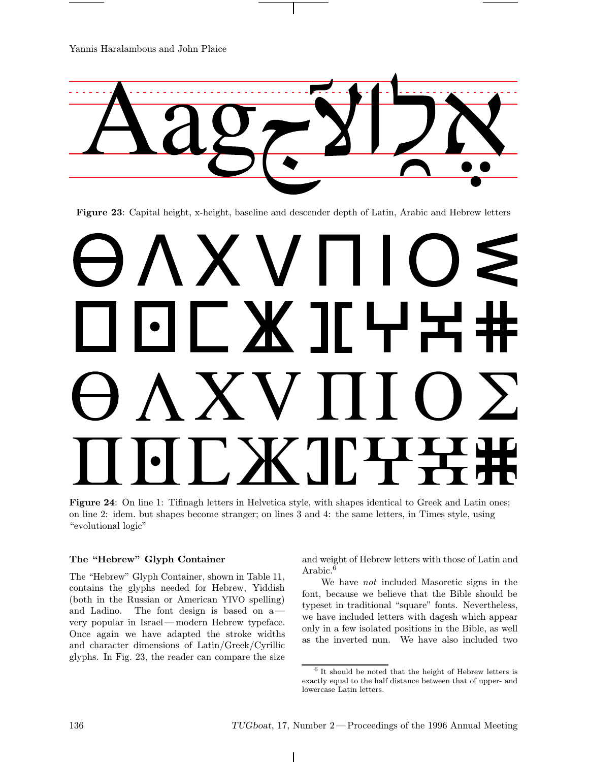**Figure 23**: Capital height, x-height, baseline and descender depth of Latin, Arabic and Hebrew letters

**Figure 24**: On line 1: Tifinagh letters in Helvetica style, with shapes identical to Greek and Latin ones; on line 2: idem. but shapes become stranger; on lines 3 and 4: the same letters, in Times style, using "evolutional logic"

### The "Hebrew" Glyph Container

The "Hebrew" Glyph Container, shown in Table 11, contains the glyphs needed for Hebrew, Yiddish (both in the Russian or American YIVO spelling) and Ladino. The font design is based on a — very popular in Israel — modern Hebrew typeface. Once again we have adapted the stroke widths and character dimensions of Latin/Greek/Cyrillic glyphs. In Fig. 23, the reader can compare the size and weight of Hebrew letters with those of Latin and Arabic.[6]

We have *not* included Masoretic signs in the font, because we believe that the Bible should be typeset in traditional "square" fonts. Nevertheless, we have included letters with dagesh which appear only in a few isolated positions in the Bible, as well as the inverted nun. We have also included two

[6] It should be noted that the height of Hebrew letters is exactly equal to the half distance between that of upper- and lowercase Latin letters.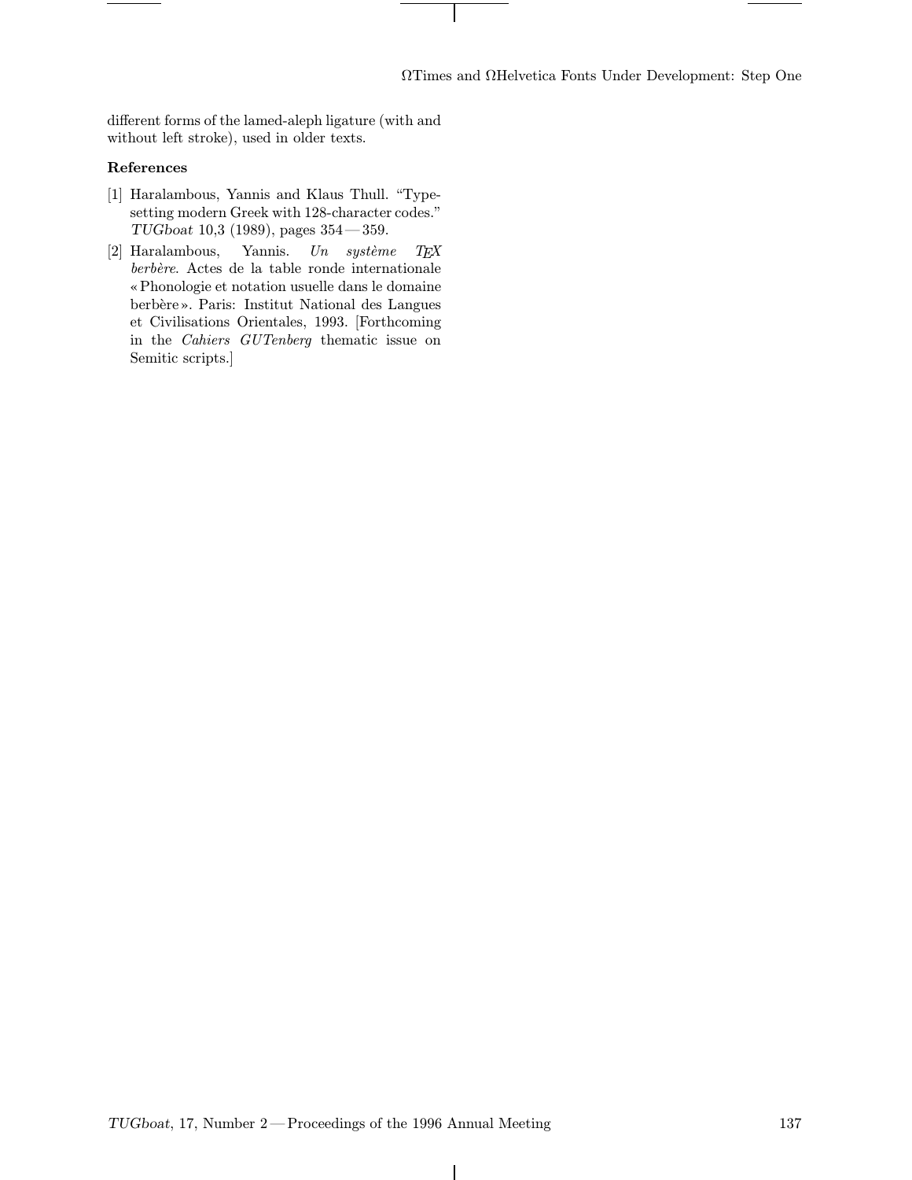different forms of the lamed-aleph ligature (with and without left stroke), used in older texts.

### References

[1] Haralambous, Yannis and Klaus Thull. "Typesetting modern Greek with 128-character codes." *TUGboat* 10,3 (1989), pages 354—359.

[2] Haralambous, Yannis. *Un système TEX berbère*. Actes de la table ronde internationale « Phonologie et notation usuelle dans le domaine berbère ». Paris: Institut National des Langues et Civilisations Orientales, 1993. [Forthcoming in the *Cahiers GUTenberg* thematic issue on Semitic scripts.]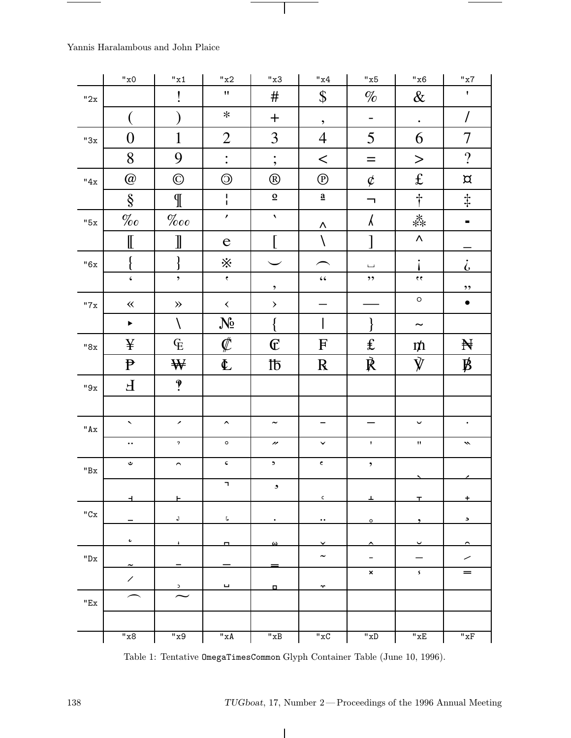| | "x0 | "x1 | "x2 | "x3 | "x4 | "x5 | "x6 | "x7 |
|---|---|---|---|---|---|---|---|---|
| "2x | | ! | " | # | $ | % | & | ' |
| | ( | ) | * | + | , | - | . | / |
| "3x | 0 | 1 | 2 | 3 | 4 | 5 | 6 | 7 |
| | 8 | 9 | : | ; | < | = | > | ? |
| "4x | @ | © | 🄯 | ® | ℗ | ¢ | £ | ¤ |
| | § | ¶ | ¦ | º | ª | ¬ | † | ‡ |
| "5x | ‰ | ‱ | ˏ | ˎ | ‸ | ⁁ | ⁂ | ▪ |
| | ⟦ | ⟧ | ℮ | [ | \ | ] | ^ | _ |
| "6x | { | } | ※ | ‿ | ⁀ | ␣ | ¡ | ¿ |
| | ‘ | ’ | ‛ | ‚ | “ | ” | ‟ | „ |
| "7x | « | » | ‹ | › | – | — | ◦ | • |
| | ▸ | \ | № | { | \| | } | ~ | |
| "8x | ¥ | ₠ | ₡ | ₢ | ₣ | ₤ | ₥ | ₦ |
| | ₧ | ₩ | ₵ | ŧb | ℞ | ℟ | ℣ | ฿ |
| "9x | Ⅎ | ‽ | | | | | | |
| | | | | | | | | |
| "Ax | ` | ´ | ˆ | ˜ | ¯ | ‾ | ˘ | ˙ |
| | ¨ | ̉ | ˚ | ˝ | ˇ | ˈ | ̎ | ̏ |
| "Bx | ̐ | ̑ | ̒ | ̓ | ̔ | ̕ | ̖ | ̗ |
| | ̘ | ̙ | ̚ | ̛ | ̜ | ̝ | ̞ | ̟ |
| "Cx | ̠ | ̡ | ̢ | ̣ | ̤ | ̥ | ̦ | ̧ |
| | ̨ | ̩ | ̪ | ̫ | ̬ | ̭ | ̮ | ̯ |
| "Dx | ̰ | ̱ | ̲ | ̳ | ̴ | ̵ | ̶ | ̷ |
| | ̸ | ̹ | ̺ | ̻ | ̼ | ̽ | ̾ | ̿ |
| "Ex | ͡ | ͠ | | | | | | |
| | | | | | | | | |
| | "x8 | "x9 | "xA | "xB | "xC | "xD | "xE | "xF |

Table 1: Tentative OmegaTimesCommon Glyph Container Table (June 10, 1996).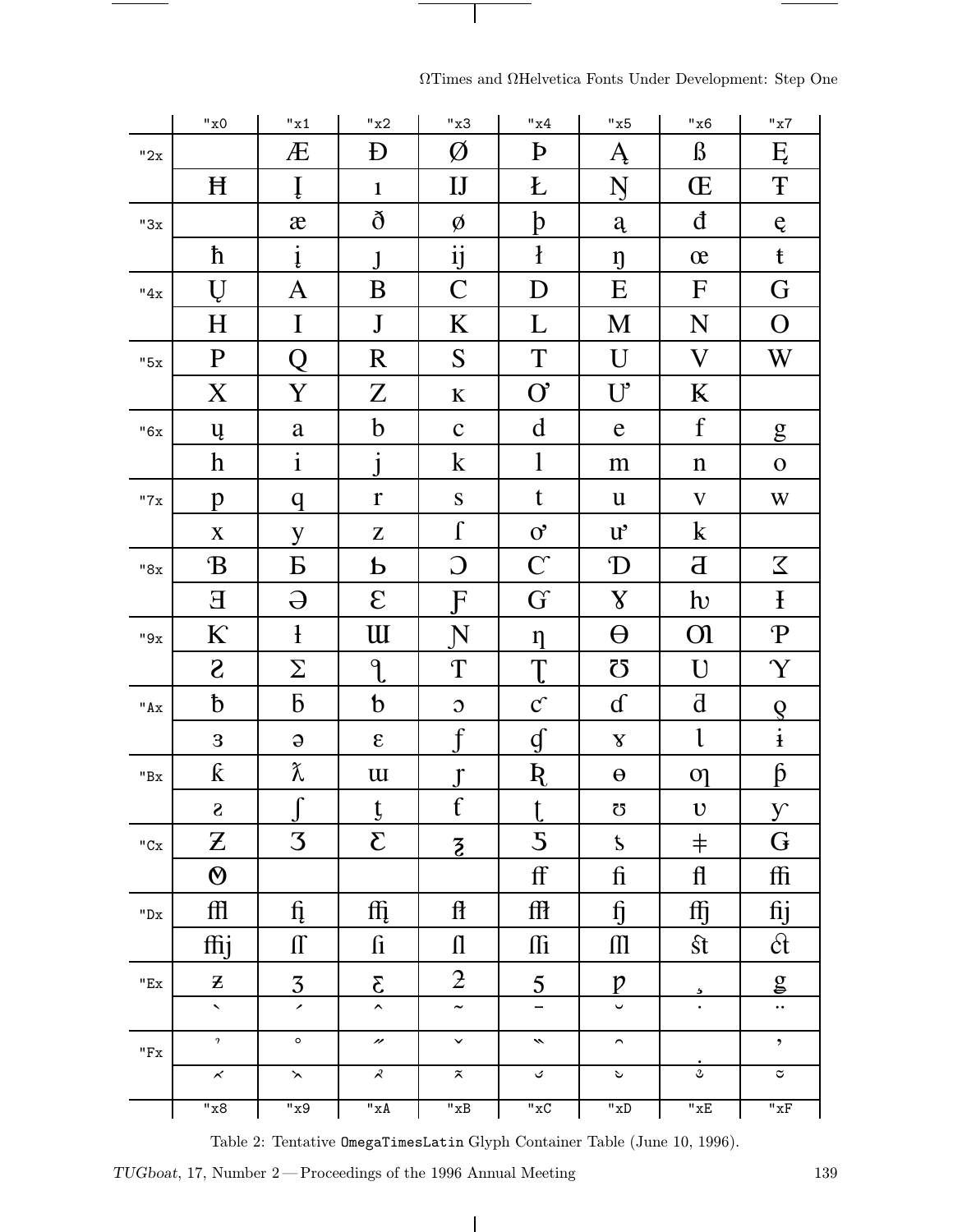| | "x0 | "x1 | "x2 | "x3 | "x4 | "x5 | "x6 | "x7 |
|---|---|---|---|---|---|---|---|---|
| "2x | | Æ | Ð | Ø | Þ | Ą | ß | Ę |
| | Ħ | Į | ı | Ĳ | Ł | Ŋ | Œ | Ŧ |
| "3x | | æ | ð | ø | þ | ą | đ | ę |
| | ħ | į | ȷ | ĳ | ł | ŋ | œ | ŧ |
| "4x | Ų | A | B | C | D | E | F | G |
| | H | I | J | K | L | M | N | O |
| "5x | P | Q | R | S | T | U | V | W |
| | X | Y | Z | ĸ | Ơ | Ư | Ꝁ | |
| "6x | ų | a | b | c | d | e | f | g |
| | h | i | j | k | l | m | n | o |
| "7x | p | q | r | s | t | u | v | w |
| | x | y | z | ſ | ơ | ư | ꝁ | |
| "8x | Ɓ | Ƃ | ƃ | Ɔ | Ƈ | Ɗ | Ƌ | Ƹ |
| | Ǝ | Ə | Ɛ | Ƒ | Ɠ | Ɣ | ƕ | Ɨ |
| "9x | Ƙ | ƚ | Ɯ | Ɲ | ƞ | Ɵ | Ƣ | Ƥ |
| | Ƨ | Ʃ | ƪ | Ƭ | Ʈ | Ʊ | Ʋ | Ƴ |
| "Ax | ƀ | ɓ | ƅ | ɔ | ƈ | ɗ | ƌ | ƍ |
| | ɜ | ə | ɛ | ƒ | ɠ | ɣ | ƖƖ | ɨ |
| "Bx | ƙ | ƛ | ɯ | ɲ | Ꝛ | ɵ | ƣ | ƥ |
| | ƨ | ʃ | ƫ | ƭ | ʈ | ʊ | ʋ | ƴ |
| "Cx | Ƶ | Ʒ | Ƹ | ƺ | Ƽ | ƽ | ǂ | Ǥ |
| | Ȣ | | | | ff | fi | fl | ffi |
| "Dx | ffl | fį | ffį | fł | ffł | fj | ffj | fij |
| | ffij | ſſ | ſi | ſl | ſſi | ſſl | ſt | ct |
| "Ex | ƶ | ʒ | ƹ | ƻ | Ƽ | ƿ | ¸ | ǥ |
| | ` | ´ | ˆ | ˜ | ¯ | ˘ | ˙ | ¨ |
| "Fx | ˀ | ˚ | ˝ | ˇ | ̏ | ̑ | | ’ |
| | | | | | | | | |
| | "x8 | "x9 | "xA | "xB | "xC | "xD | "xE | "xF |

Table 2: Tentative OmegaTimesLatin Glyph Container Table (June 10, 1996).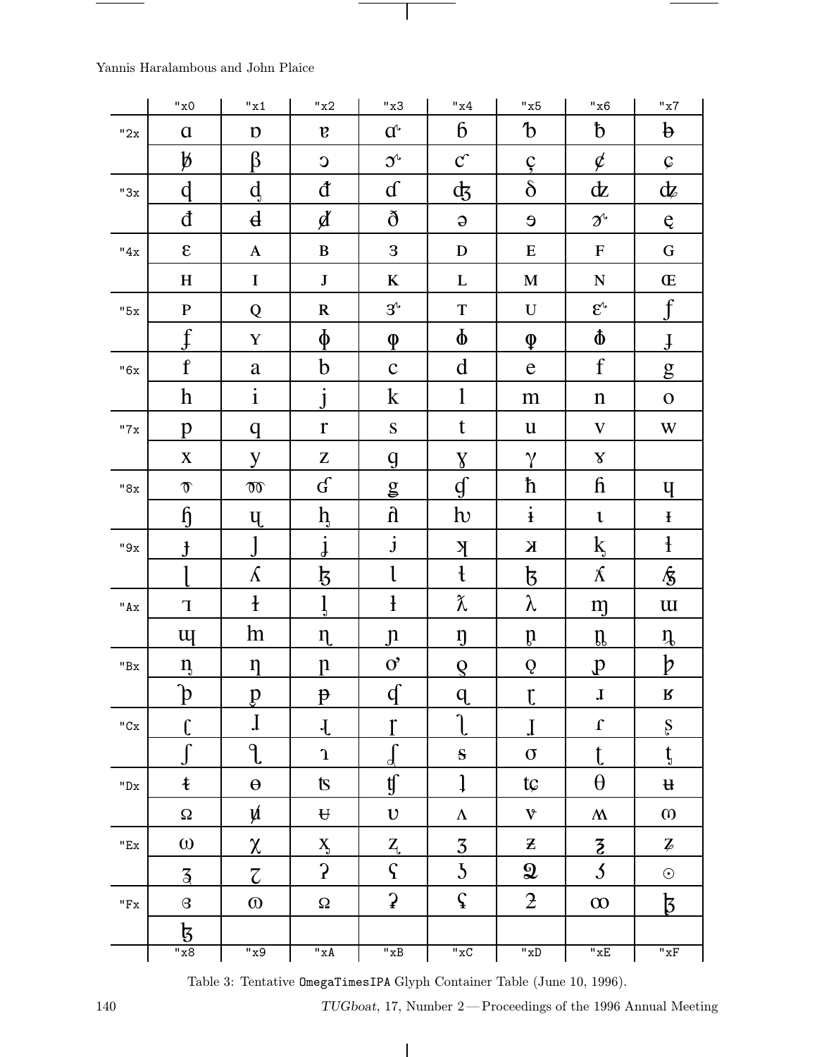| | "x0 | "x1 | "x2 | "x3 | "x4 | "x5 | "x6 | "x7 |
|---|---|---|---|---|---|---|---|---|
| "2x | ɑ | ɒ | ɐ | ɑ˞ | ɓ | ƃ | ƀ | ƀ |
| | b̸ | β | ɔ | ɔ˞ | ƈ | ç | c̸ | ɕ |
| "3x | ɖ | ᶑ | đ | ɗ | ʤ | δ | ʣ | ʥ |
| | đ | d̶ | d̸ | ð | ə | ɘ | ɚ | ᶒ |
| "4x | ɛ | A | B | Ʒ | D | E | F | G |
| | H | I | J | K | L | M | N | Œ |
| "5x | P | Q | R | Ʒ˞ | T | U | ɛ˞ | ʃ |
| | ʄ | Y | ɸ | φ | ɸ | φ̵ | ɸ̵ | ɟ |
| "6x | ƒ | a | b | c | d | e | f | g |
| | h | i | j | k | l | m | n | o |
| "7x | p | q | r | s | t | u | v | w |
| | x | y | z | ɡ | ɤ | γ | ɣ | |
| "8x | ɷ | ɷɷ | ɠ | ǥ | ɠ | ħ | ɦ | ɥ |
| | ɧ | ʮ | ɦ̡ | ɦ | ɧ | ɨ | ɩ | ᵻ |
| "9x | ɟ | ʝ | ʝ | ʲ | ʞ | ʞ | ƙ | ƚ |
| | ɭ | ʎ | ɮ | ȴ | ɬ | ɮ | ʎ̃ | ɮ̸ |
| "Ax | ɿ | ɬ | ɭ | ɬ | ƛ̃ | λ | ɱ | ɯ |
| | ɰ | ɯ̆ | ɳ | ɲ | ŋ | ɲ̥ | ɲ̥̥ | ɳ̊ |
| "Bx | ɳ̡ | ɳ | ɲ | ơ | ϙ | ϙ̥ | ƥ | þ |
| | ƥ | p̬ | ᵽ | ʠ | ɋ | ɽ | ɹ | ʁ |
| "Cx | ɽ | ɺ | ɻ | ɼ | ɺ | ɹ̣ | ɾ | ʂ |
| | ʃ | ʅ | ɿ | ʆ | ꞩ | σ | ʈ | ƫ |
| "Dx | ŧ | ɵ | ʦ | ʧ | ɟ | ʨ | θ | ʉ |
| | Ω | ɰ | ᵿ | ʊ | ʌ | ʋ | ʍ | ɷ |
| "Ex | ω | χ | χ̡ | ʐ | ʒ | ƶ | ƺ | ʑ |
| | ƺ | ʓ | ʔ | ʕ | ʖ | ʡ | ƪ | ʘ |
| "Fx | ɞ | ω | Ω | ʡ | ʢ | ƻ | ꝏ | ɮ |
| | ɮ | | | | | | | |
| | "x8 | "x9 | "xA | "xB | "xC | "xD | "xE | "xF |

Table 3: Tentative OmegaTimesIPA Glyph Container Table (June 10, 1996).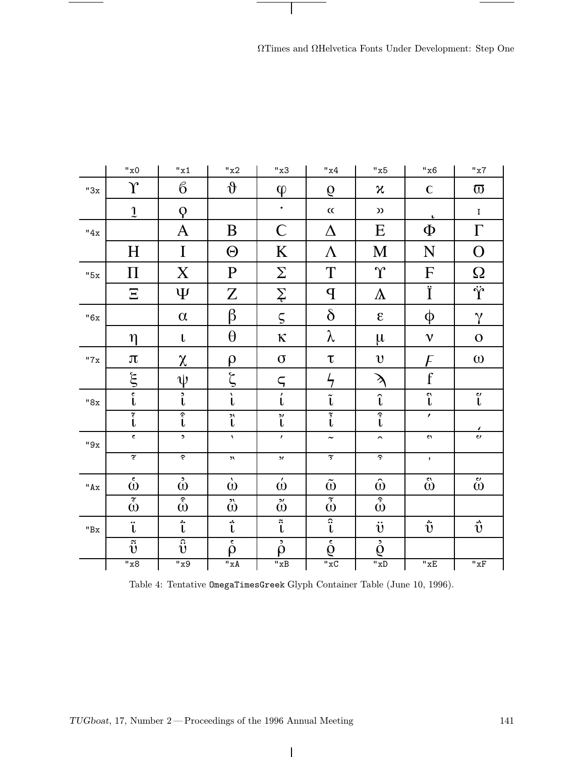| | "x0 | "x1 | "x2 | "x3 | "x4 | "x5 | "x6 | "x7 |
|---|---|---|---|---|---|---|---|---|
| "3x | ϒ | ϐ | ϑ | φ | ϱ | ϰ | ϲ | ϖ |
| | ƪ | ϙ | | · | « | » | ͺ | ι |
| "4x | | A | B | C | Δ | E | Φ | Γ |
| | H | I | Θ | K | Λ | M | N | O |
| "5x | Π | X | P | Σ | T | ϒ | Ϝ | Ω |
| | Ξ | Ψ | Z | Σ̦ | Ϙ | Ʌ | Ϊ | Ϋ |
| "6x | | α | β | ς | δ | ε | ϕ | γ |
| | η | ι | θ | κ | λ | μ | ν | ο |
| "7x | π | χ | ρ | σ | τ | υ | ϝ | ω |
| | ξ | ψ | ζ | ς | ϟ | ϡ | f | |
| "8x | ἱ | ἰ | ὶ | ί | ῖ | ῑ | ἳ | ἵ |
| | ἷ | ἶ | ἲ | ἴ | ῗ | ῐ | ʹ | ͵ |
| "9x | ῾ | ᾿ | ` | ´ | ῀ | ̂ | ῝ | ῞ |
| | ῟ | ῏ | ῍ | ῎ | ῁ | ̑ | ˈ | |
| "Ax | ὡ | ὠ | ὼ | ώ | ῶ | ω̂ | ὣ | ὥ |
| | ὧ | ὦ | ὢ | ὤ | ω̈̃ | ω̈̂ | | |
| "Bx | ϊ | ῒ | ΐ | ῗ | ῑ̈ | ϋ | ῢ | ΰ |
| | ῧ | ϋ̂ | ῥ | ῤ | ϱ̔ | ϱ̓ | | |
| | "x8 | "x9 | "xA | "xB | "xC | "xD | "xE | "xF |

Table 4: Tentative OmegaTimesGreek Glyph Container Table (June 10, 1996).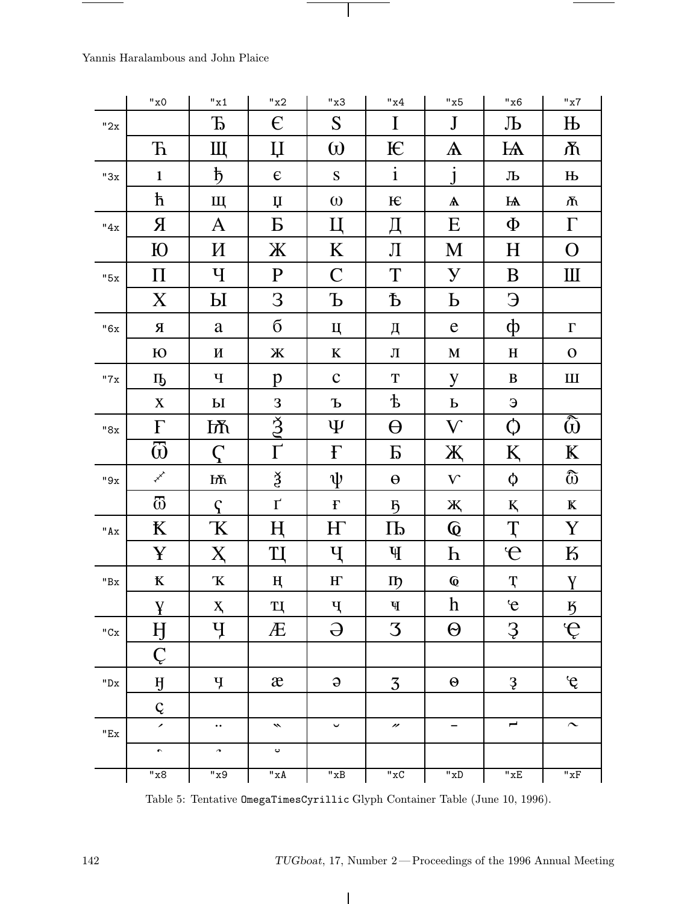| | "x0 | "x1 | "x2 | "x3 | "x4 | "x5 | "x6 | "x7 |
|---|---|---|---|---|---|---|---|---|
| "2x | | Ђ | Є | Ѕ | І | Ј | Љ | Њ |
| | Ћ | Щ | Џ | Ѡ | Ѥ | Ѧ | Ѩ | Ѫ |
| "3x | ı | ђ | є | ѕ | і | ј | љ | њ |
| | ћ | щ | џ | ѡ | ѥ | ѧ | ѩ | ѫ |
| "4x | Я | А | Б | Ц | Д | Е | Ф | Г |
| | Ю | И | Ж | К | Л | М | Н | О |
| "5x | П | Ч | Р | С | Т | У | В | Ш |
| | Х | Ы | З | Ъ | Ѣ | Ь | Э | |
| "6x | я | а | б | ц | д | е | ф | г |
| | ю | и | ж | к | л | м | н | о |
| "7x | ђ | ч | р | с | т | у | в | ш |
| | х | ы | з | ъ | ѣ | ь | э | |
| "8x | Ғ | Ѭ | Ѯ | Ѱ | Ѳ | Ѵ | Ф | Ѿ |
| | Ѿ | Ҫ | Ґ | Ғ | Б | Җ | Қ | Ҝ |
| "9x | ⁒ | ѭ | ѯ | ѱ | ѳ | ѵ | ф | ѿ |
| | ѿ | ҫ | ґ | ғ | ҕ | җ | қ | ҝ |
| "Ax | Ҟ | Ҡ | Ң | Ҥ | Ҧ | Ҩ | Ҭ | Ү |
| | Ұ | Ҳ | Ҵ | Ҷ | Ҹ | Һ | Ҽ | Ҕ |
| "Bx | ҟ | ҡ | ң | ҥ | ҧ | ҩ | ҭ | ү |
| | ұ | ҳ | ҵ | ҷ | ҹ | һ | ҽ | ҕ |
| "Cx | Ӈ | Ӌ | Ӕ | Ә | Ӡ | Ө | Ҙ | Ҿ |
| | Ç | | | | | | | |
| "Dx | ӈ | ӌ | ӕ | ә | ӡ | ө | ҙ | ҿ |
| | ç | | | | | | | |
| "Ex | ´ | ¨ | ˵ | ˘ | ˝ | ‒ | ⌐ | ˜ |
| | ῾ | ᾿ | ˘ | | | | | |
| | "x8 | "x9 | "xA | "xB | "xC | "xD | "xE | "xF |

Table 5: Tentative `OmegaTimesCyrillic` Glyph Container Table (June 10, 1996).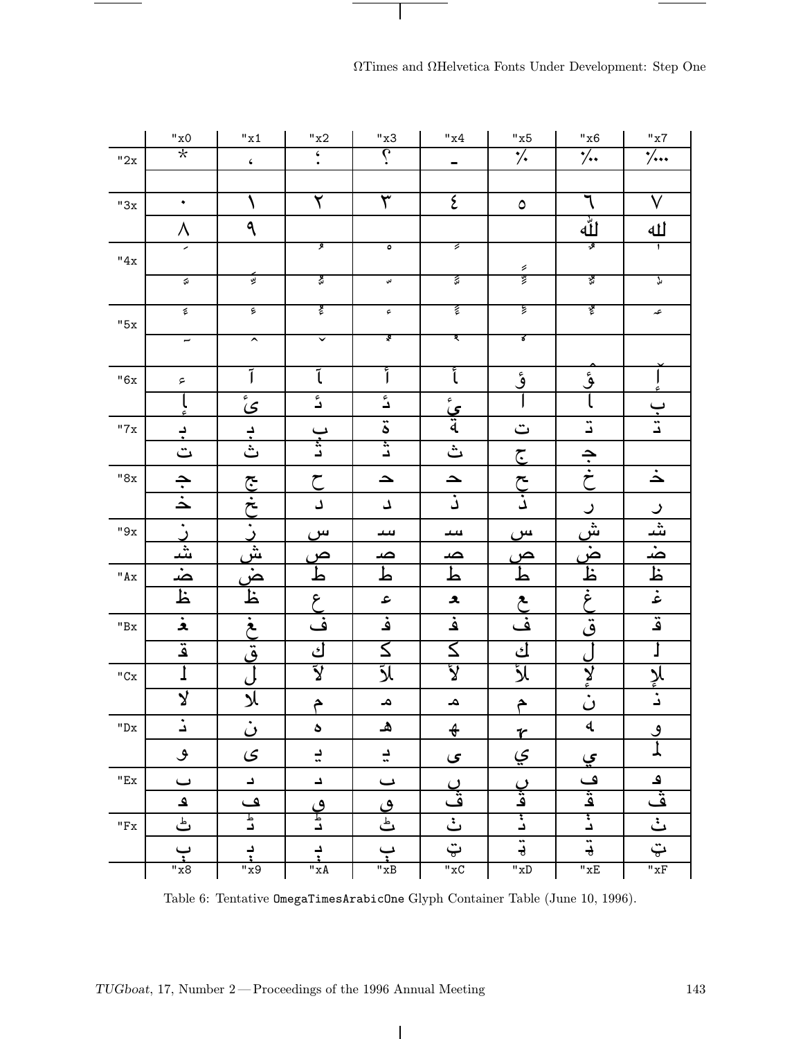| | "x0 | "x1 | "x2 | "x3 | "x4 | "x5 | "x6 | "x7 |
|---|---|---|---|---|---|---|---|---|
| "2x | * | ، | ؛ | ؟ | ـ | ٪ | ٪.. | ٪... |
| | | | | | | | | |
| "3x | ٠ | ١ | ٢ | ٣ | ٤ | ٥ | ٦ | ٧ |
| | ٨ | ٩ | | | | | لله | لله |
| "4x | ِ | | ُ | ْ | ً | ٍ | ٌ | ا |
| | ّ | ِّ | ُّ | ّ | ًّ | ٍّ | ٌّ | لّ |
| "5x | ً | ء | ء | ء | ء | ء | ء | ـ |
| | ـ | ^ | ˇ | | | | | |
| "6x | ء | آ | آ | أ | أ | ؤ | ؤ | إ |
| | إ | ئ | ئ | ئ | ئ | ا | ا | ب |
| "7x | بـ | بـ | ب | ة | ة | ت | تـ | تـ |
| | ت | ث | ث | ثـ | ث | ج | جـ | |
| "8x | جـ | ج | ح | حـ | حـ | ح | خ | خـ |
| | خـ | خ | د | د | ذ | ذ | ر | ر |
| "9x | ز | ز | س | سـ | سـ | س | ش | شـ |
| | شـ | ش | ص | صـ | صـ | ص | ض | ضـ |
| "Ax | ضـ | ض | ط | ط | ط | ط | ظ | ظ |
| | ظ | ظ | ع | عـ | عـ | ع | غ | غـ |
| "Bx | غـ | غ | ف | فـ | فـ | ف | ق | قـ |
| | قـ | ق | ك | كـ | كـ | ك | ل | لـ |
| "Cx | لـ | ل | لآ | لآ | لأ | لأ | لإ | لإ |
| | لا | لا | م | مـ | مـ | م | ن | نـ |
| "Dx | نـ | ن | ه | هـ | هـ | ه | ه | و |
| | و | ى | يـ | يـ | ى | ي | ي | ـلـ |
| "Ex | ب | ـ | ـ | ب | ں | ں | ف | فـ |
| | فـ | ف | ڡ | ڡ | ڧ | ڧ | ڤـ | ڤ |
| "Fx | ٹ | ٹـ | ٹـ | ٹ | ت | تـ | تـ | ت |
| | پ | پـ | پـ | پ | ټ | ټـ | ټـ | ټ |
| | "x8 | "x9 | "xA | "xB | "xC | "xD | "xE | "xF |

Table 6: Tentative OmegaTimesArabicOne Glyph Container Table (June 10, 1996).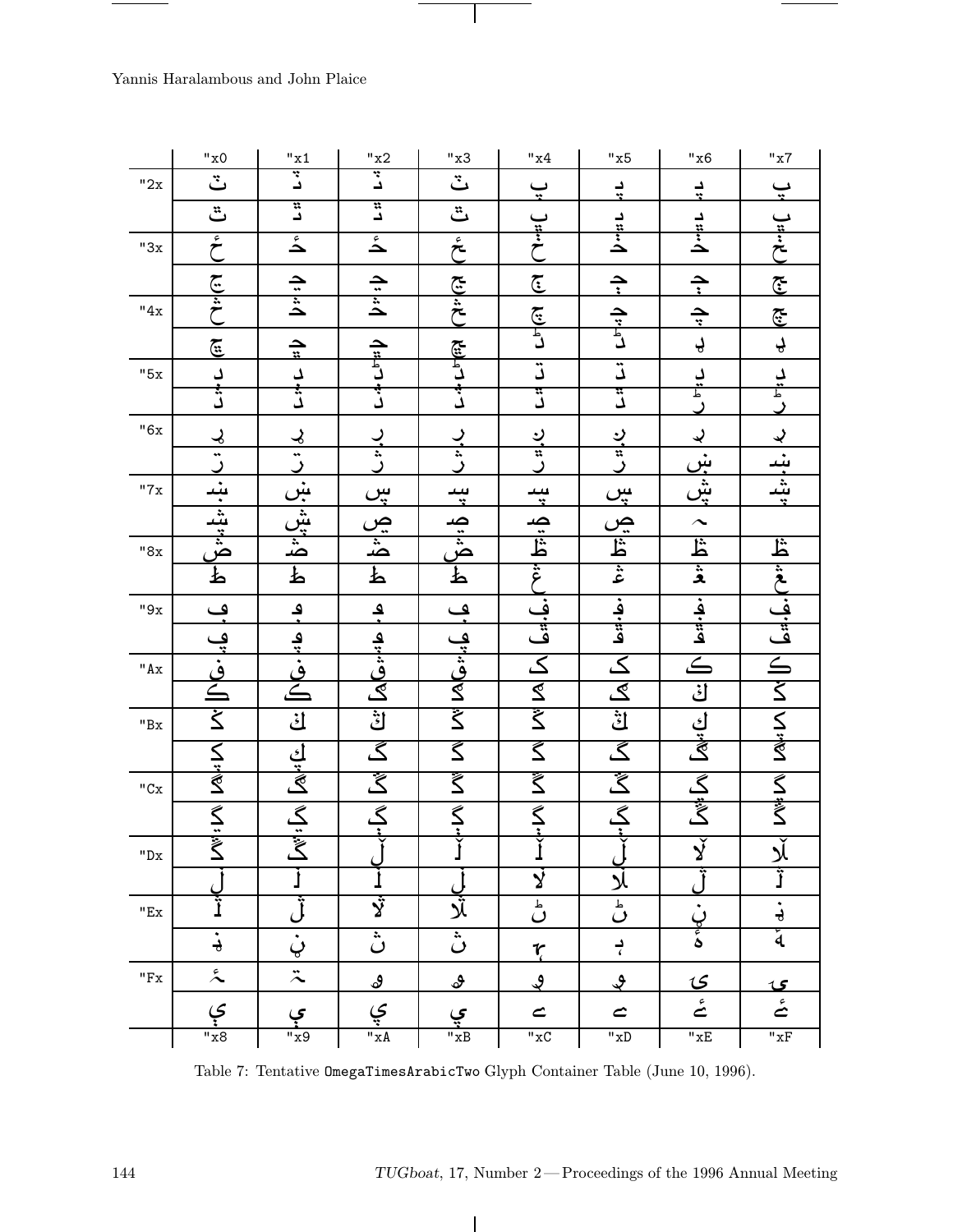| | "x0 | "x1 | "x2 | "x3 | "x4 | "x5 | "x6 | "x7 |
|---|---|---|---|---|---|---|---|---|
| "2x | ݓ | ݓ | ݓ | ݓ | ݒ | ݒ | ݒ | ݒ |
| | ݓ | ݓ | ݓ | ݓ | ݒ | ݒ | ݒ | ݒ |
| "3x | ݗ | ݗ | ݗ | ݗ | ݗ | ݗ | ݗ | ݗ |
| | ڃ | ڃ | ڃ | ڃ | ڃ | ڃ | ڃ | ڃ |
| "4x | ڂ | ڂ | ڂ | ڂ | ڇ | ڇ | ڇ | ڇ |
| | ڇ | ڇ | ڇ | ڇ | ڈ | ڈ | ۮ | ۮ |
| "5x | ڍ | ڍ | ڍ | ڍ | ڎ | ڎ | ڍ | ڍ |
| | ڎ | ڎ | ڎ | ڎ | ڎ | ڎ | ڑ | ڑ |
| "6x | ۯ | ۯ | ڔ | ڔ | ڕ | ڕ | ۯ | ۯ |
| | ڗ | ڗ | ڗ | ڗ | ڗ | ڗ | ښ | ښ |
| "7x | ښ | ښ | ڛ | ڛ | ڛ | ڛ | ڜ | ڜ |
| | ڜ | ڜ | ڝ | ڝ | ڝ | ڝ | ۧ | |
| "8x | ڞ | ڞ | ڞ | ڞ | ڟ | ڟ | ڟ | ڟ |
| | ط | ط | ط | ط | ۼ | ۼ | ۼ | ۼ |
| "9x | ڢ | ڢ | ڢ | ڢ | ڣ | ڣ | ڣ | ڣ |
| | ڥ | ڥ | ڥ | ڥ | ڨ | ڨ | ڨ | ڨ |
| "Ax | ڧ | ڧ | ڨ | ڨ | ڪ | ڪ | ڪ | ڪ |
| | ڪ | ڪ | ڰ | ڰ | ڰ | ڰ | ڬ | ڬ |
| "Bx | ڬ | ڬ | ڭ | ڭ | ڭ | ڭ | ڮ | ڮ |
| | ڮ | ڮ | ڪ | ڪ | ڪ | ڪ | ڰ | ڰ |
| "Cx | ڰ | ڰ | ڲ | ڲ | ڲ | ڲ | ڳ | ڳ |
| | ڳ | ڳ | ڳ | ڳ | ڳ | ڳ | ڴ | ڴ |
| "Dx | ڴ | ڴ | ڵ | ڵ | ڵ | ڵ | ۣڵا | ۣڵا |
| | ڶ | ڶ | ڶ | ڶ | ڶا | ڶا | ڷ | ڷ |
| "Ex | ڷ | ڷ | ڷا | ڷا | ڹ | ڹ | ڽ | ڽ |
| | ڽ | ڽ | ڽ | ڽ | ۃ | ۃ | ۂ | ۂ |
| "Fx | ۂ | ۂ | ۏ | ۏ | ۊ | ۊ | ێ | ێ |
| | ې | ې | ې | ې | ۓ | ۓ | ۓ | ۓ |
| | "x8 | "x9 | "xA | "xB | "xC | "xD | "xE | "xF |

Table 7: Tentative OmegaTimesArabicTwo Glyph Container Table (June 10, 1996).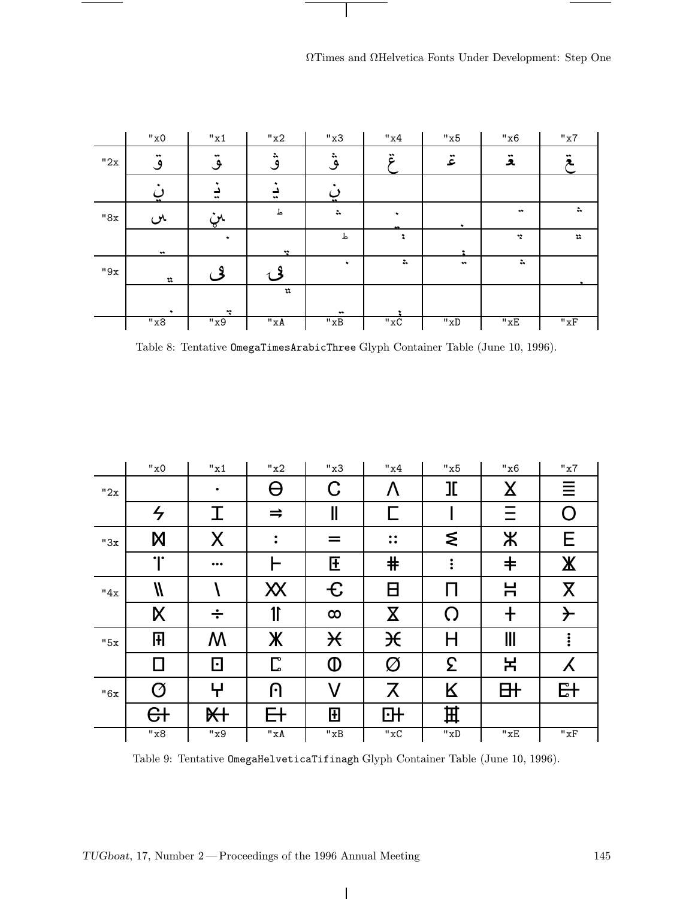|  | "x0 | "x1 | "x2 | "x3 | "x4 | "x5 | "x6 | "x7 |
|---|---|---|---|---|---|---|---|---|
| "2x | ق | ق | ق | ق | ع | ع | ع | ع |
|  | ن | ن | ن | ن |  |  |  |  |
| "8x | س | ن | ط | ۛ | · |  | ۛ | ۛ |
|  | ۛ | · |  | ط | ۛ |  | ۛ | ۛ |
| "9x | ۛ | ی | ی | · | ۛ | ۛ | ۛ | · |
|  | · | ۛ | ۛ | ۛ | ۛ |  |  |  |
|  | "x8 | "x9 | "xA | "xB | "xC | "xD | "xE | "xF |

Table 8: Tentative OmegaTimesArabicThree Glyph Container Table (June 10, 1996).

|  | "x0 | "x1 | "x2 | "x3 | "x4 | "x5 | "x6 | "x7 |
|---|---|---|---|---|---|---|---|---|
| "2x |  | · | ⴱ | ⵛ | ⴷ | ⴹ | ⴻ | ⴼ |
|  | ⴽ | ⵊ | ⵃ | ⵀ | ⵄ | ⵉ | ⵅ | ⵇ |
| "3x | ⵍ | ⵎ | : | = | :: | ⵙ | ⵥ | ⴹ |
|  | ⵜ | ⵗ | ⵟ | ⵟ | ⵡ | ⵈ | ⵣ | ⵤ |
| "4x | ⵠ | ⵏ | ⵞ | ⵚ | ⵇ | ⵔ | ⵖ | ⵝ |
|  | ⵀ | ÷ | ⵢ | ⵓ | ⵅ | ⵖ | + | ⵤ |
| "5x | ⵟ | ⵯ | ⵥ | ⵣ | ⵣ | ⵀ | ⵡ | ⵗ |
|  | ⵔ | ⵄ | ⵛ | ⵉ | ⵁ | ⵚ | ⵅ | ⵡ |
| "6x | ⵁ | ⵖ | ⵒ | V | ⵝ | ⵈ | ⵟ | ⵟ |
|  | ⵚ | ⵍ | ⵟ | ⵟ | ⵟ | ⵟ |  |  |
|  | "x8 | "x9 | "xA | "xB | "xC | "xD | "xE | "xF |

Table 9: Tentative OmegaHelveticaTifinagh Glyph Container Table (June 10, 1996).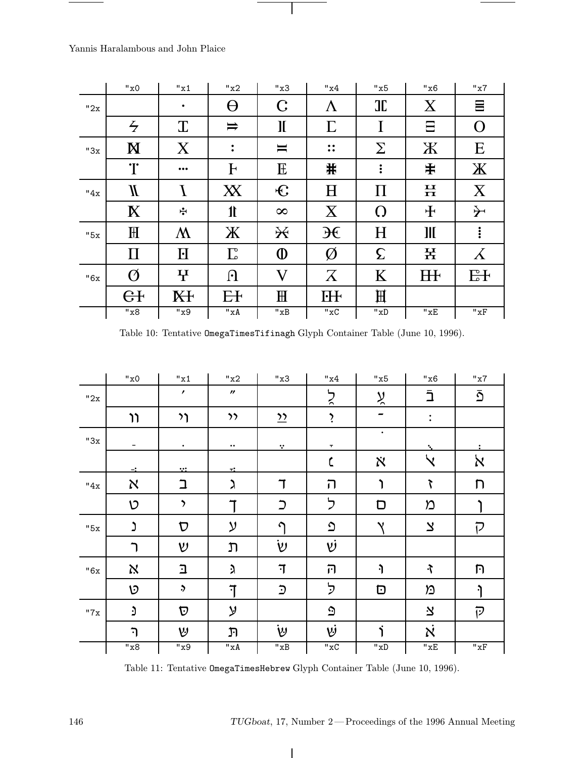|  | "x0 | "x1 | "x2 | "x3 | "x4 | "x5 | "x6 | "x7 |
|---|---|---|---|---|---|---|---|---|
| "2x |  | · | Θ | C | Λ | ⵊ | X | ≣ |
|  | ϟ | Ɪ | ⇛ | Ⅱ | Ⅽ | I | Ξ | O |
| "3x | Ɲ | X | : | ⵂ | ∷ | Σ | Ж | E |
|  | Ï | ⵙ | ⊦ | Ⲉ | ⵌ | ⁝ | ⵜ | Ж |
| "4x | Ⅵ | \ | XX | ⵛ | H | Π | ⵅ | X |
|  | K | ÷ | ⇈ | ∞ | X | Ω | + | ⵖ |
| "5x | Ħ | M | Ж | ⵥ | ϶C | H | Ⅲ | ⋮ |
|  | Π | Ḣ | ⵎ | Φ | Ø | Ƹ | Ẍ | ⵠ |
| "6x | Ø | Ψ | ⋂ | V | Ⲍ | K | H+ | E+ |
|  | C+ | K+ | E+ | Ħ | Ḣ+ | ⵌ |  |  |
|  | "x8 | "x9 | "xA | "xB | "xC | "xD | "xE | "xF |

Table 10: Tentative OmegaTimesTifinagh Glyph Container Table (June 10, 1996).

|  | "x0 | "x1 | "x2 | "x3 | "x4 | "x5 | "x6 | "x7 |
|---|---|---|---|---|---|---|---|---|
| "2x |  | ׳ | ״ |  | לֻ | עֻ | בֿ | פֿ |
|  | וו | וי | יי | ײַ | ʔ | ־ | ׃ |  |
| "3x | ַ | ִ | ֵ | ֶ | ָ | ֹ | ֻ | ְ |
|  | ֲ | ֱ | ֳ |  | ( | א̇ | ﬡ | ﬡ |
| "4x | א | ב | ג | ד | ה | ו | ז | ח |
|  | ט | י | ך | כ | ל | ם | מ | ן |
| "5x | נ | ס | ע | ף | פ | ץ | צ | ק |
|  | ר | ש | ת | שׁ | שׂ |  |  |  |
| "6x | אּ | בּ | גּ | דּ | הּ | וּ | זּ | חּ |
|  | טּ | יּ | ךּ | כּ | לּ | םּ | מּ | ןּ |
| "7x | נּ | סּ | עּ |  | פּ |  | צּ | קּ |
|  | רּ | שּ | תּ | שּׁ | שּׂ | וֹ | אֹ |  |
|  | "x8 | "x9 | "xA | "xB | "xC | "xD | "xE | "xF |

Table 11: Tentative OmegaTimesHebrew Glyph Container Table (June 10, 1996).